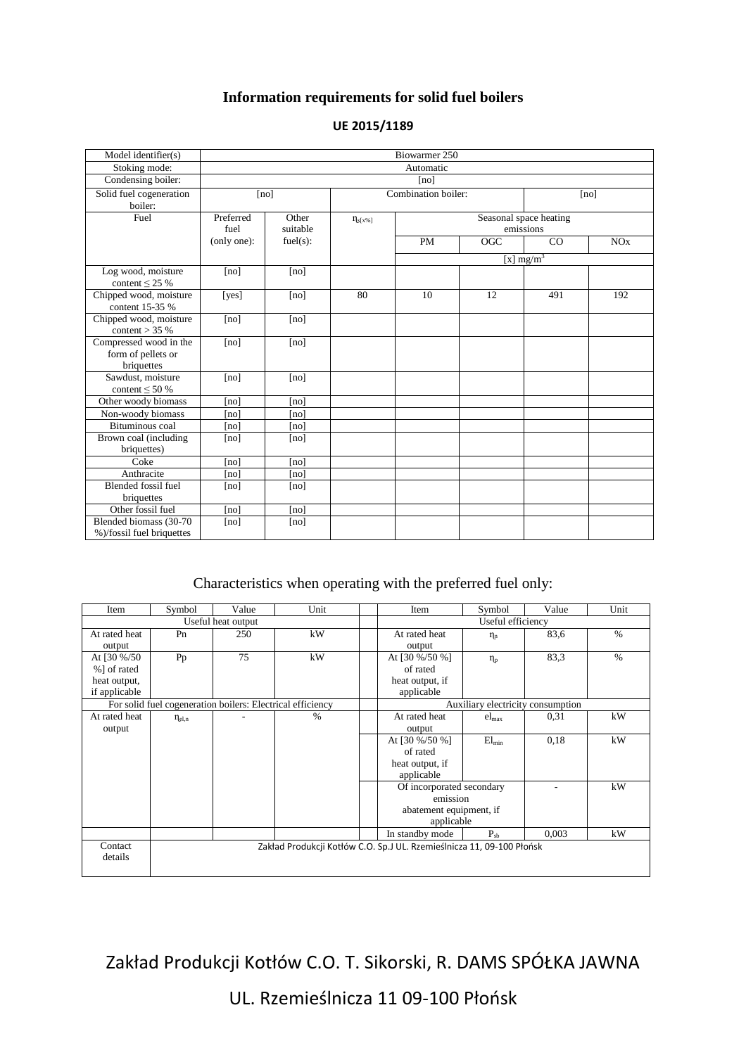## Information requirements for solid fuel boilers

**UE 2015/1189**

| Model identifier(s) | Biowarmer 250 | | | | | | |
|---|---|---|---|---|---|---|---|
| Stoking mode: | Automatic | | | | | | |
| Condensing boiler: | [no] | | | | | | |
| Solid fuel cogeneration boiler: | [no] | | Combination boiler: | | | [no] | |
| Fuel | Preferred fuel (only one): | Other suitable fuel(s): | $\eta_{s[x\%]}$ | Seasonal space heating emissions | | | |
| | | | | PM | OGC | CO | NOx |
| | | | | [x] $mg/m^3$ | | | |
| Log wood, moisture content ≤ 25 % | [no] | [no] | | | | | |
| Chipped wood, moisture content 15-35 % | [yes] | [no] | 80 | 10 | 12 | 491 | 192 |
| Chipped wood, moisture content > 35 % | [no] | [no] | | | | | |
| Compressed wood in the form of pellets or briquettes | [no] | [no] | | | | | |
| Sawdust, moisture content ≤ 50 % | [no] | [no] | | | | | |
| Other woody biomass | [no] | [no] | | | | | |
| Non-woody biomass | [no] | [no] | | | | | |
| Bituminous coal | [no] | [no] | | | | | |
| Brown coal (including briquettes) | [no] | [no] | | | | | |
| Coke | [no] | [no] | | | | | |
| Anthracite | [no] | [no] | | | | | |
| Blended fossil fuel briquettes | [no] | [no] | | | | | |
| Other fossil fuel | [no] | [no] | | | | | |
| Blended biomass (30-70 %)/fossil fuel briquettes | [no] | [no] | | | | | |

Characteristics when operating with the preferred fuel only:

| Item | Symbol | Value | Unit | | Item | Symbol | Value | Unit |
|---|---|---|---|---|---|---|---|---|
| Useful heat output | | | | | Useful efficiency | | | |
| At rated heat output | Pn | 250 | kW | | At rated heat output | $\eta_n$ | 83,6 | % |
| At [30 %/50 %] of rated heat output, if applicable | Pp | 75 | kW | | At [30 %/50 %] of rated heat output, if applicable | $\eta_p$ | 83,3 | % |
| For solid fuel cogeneration boilers: Electrical efficiency | | | | | Auxiliary electricity consumption | | | |
| At rated heat output | $\eta_{el,n}$ | - | % | | At rated heat output | $el_{max}$ | 0,31 | kW |
| | | | | | At [30 %/50 %] of rated heat output, if applicable | $El_{min}$ | 0,18 | kW |
| | | | | | Of incorporated secondary emission abatement equipment, if applicable | | - | kW |
| | | | | | In standby mode | $P_{sb}$ | 0,003 | kW |
| Contact details | Zakład Produkcji Kotłów C.O. Sp.J UL. Rzemieślnicza 11, 09-100 Płońsk | | | | | | | |

Zakład Produkcji Kotłów C.O. T. Sikorski, R. DAMS SPÓŁKA JAWNA

UL. Rzemieślnicza 11 09-100 Płońsk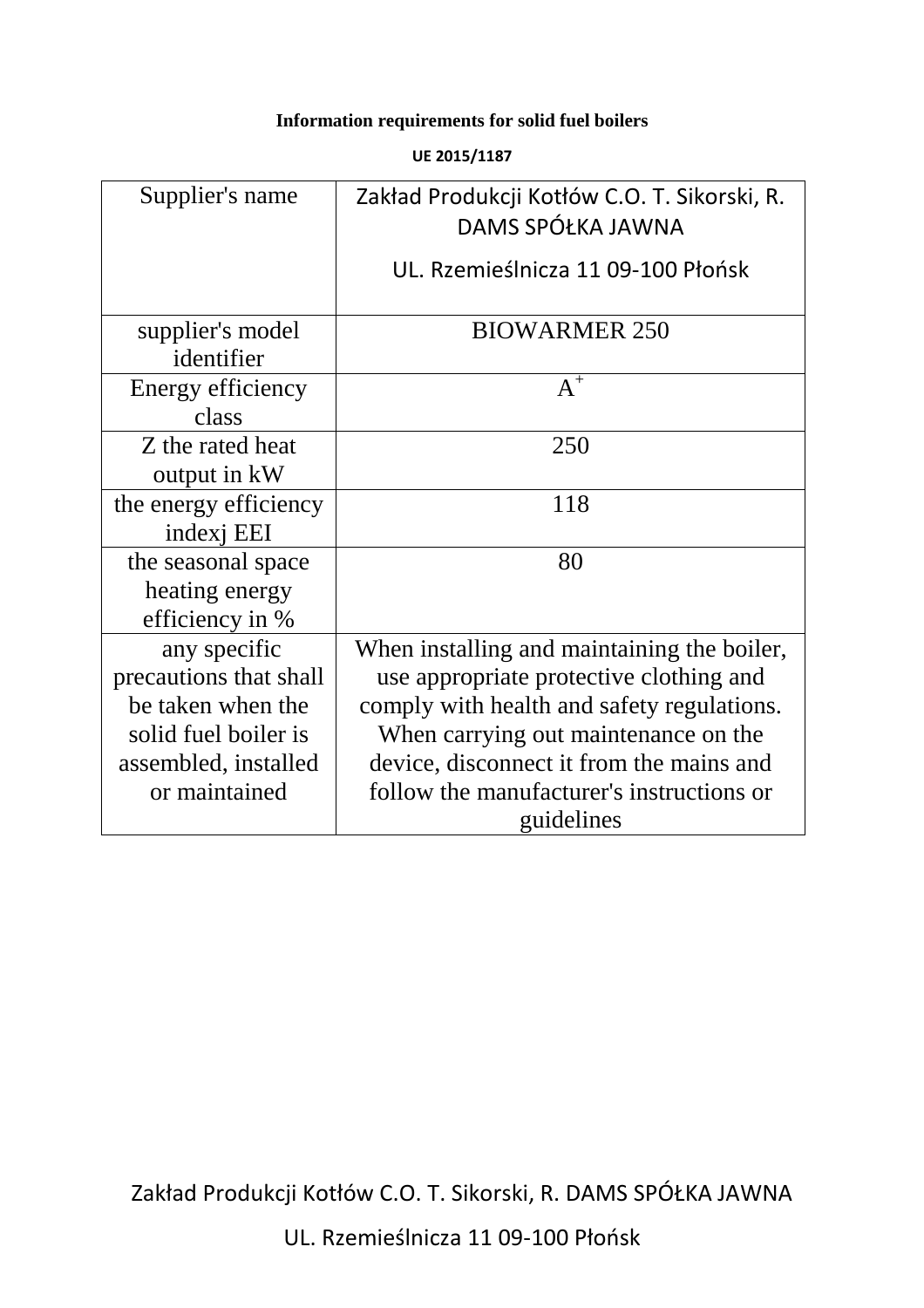**Information requirements for solid fuel boilers**

**UE 2015/1187**

| | |
|---|---|
| Supplier's name | Zakład Produkcji Kotłów C.O. T. Sikorski, R. DAMS SPÓŁKA JAWNA<br>UL. Rzemieślnicza 11 09-100 Płońsk |
| supplier's model identifier | BIOWARMER 250 |
| Energy efficiency class | A$^+$ |
| Z the rated heat output in kW | 250 |
| the energy efficiency indexj EEI | 118 |
| the seasonal space heating energy efficiency in % | 80 |
| any specific precautions that shall be taken when the solid fuel boiler is assembled, installed or maintained | When installing and maintaining the boiler, use appropriate protective clothing and comply with health and safety regulations. When carrying out maintenance on the device, disconnect it from the mains and follow the manufacturer's instructions or guidelines |

Zakład Produkcji Kotłów C.O. T. Sikorski, R. DAMS SPÓŁKA JAWNA

UL. Rzemieślnicza 11 09-100 Płońsk